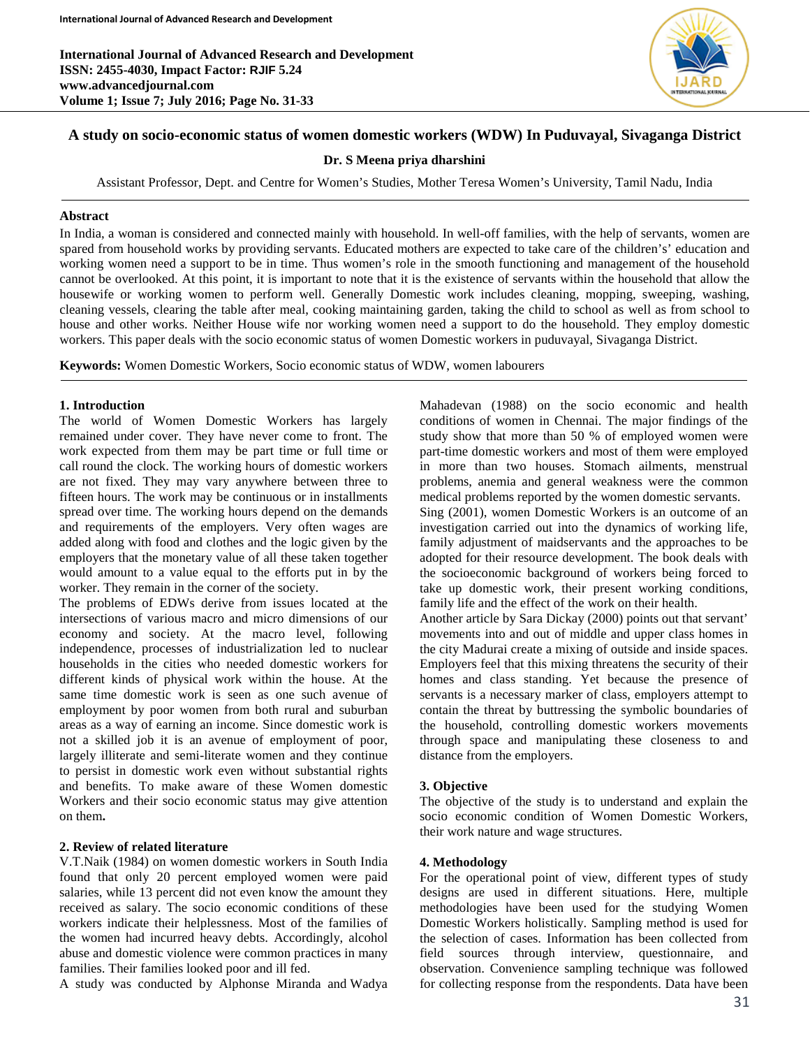# A study on socio-economic status of women domestic workers (WDW) In Puduvayal, Sivaganga District

**Dr. S Meena priya dharshini**

Assistant Professor, Dept. and Centre for Women's Studies, Mother Teresa Women's University, Tamil Nadu, India

## Abstract

In India, a woman is considered and connected mainly with household. In well-off families, with the help of servants, women are spared from household works by providing servants. Educated mothers are expected to take care of the children's' education and working women need a support to be in time. Thus women's role in the smooth functioning and management of the household cannot be overlooked. At this point, it is important to note that it is the existence of servants within the household that allow the housewife or working women to perform well. Generally Domestic work includes cleaning, mopping, sweeping, washing, cleaning vessels, clearing the table after meal, cooking maintaining garden, taking the child to school as well as from school to house and other works. Neither House wife nor working women need a support to do the household. They employ domestic workers. This paper deals with the socio economic status of women Domestic workers in puduvayal, Sivaganga District.

**Keywords:** Women Domestic Workers, Socio economic status of WDW, women labourers

## 1. Introduction

The world of Women Domestic Workers has largely remained under cover. They have never come to front. The work expected from them may be part time or full time or call round the clock. The working hours of domestic workers are not fixed. They may vary anywhere between three to fifteen hours. The work may be continuous or in installments spread over time. The working hours depend on the demands and requirements of the employers. Very often wages are added along with food and clothes and the logic given by the employers that the monetary value of all these taken together would amount to a value equal to the efforts put in by the worker. They remain in the corner of the society.

The problems of EDWs derive from issues located at the intersections of various macro and micro dimensions of our economy and society. At the macro level, following independence, processes of industrialization led to nuclear households in the cities who needed domestic workers for different kinds of physical work within the house. At the same time domestic work is seen as one such avenue of employment by poor women from both rural and suburban areas as a way of earning an income. Since domestic work is not a skilled job it is an avenue of employment of poor, largely illiterate and semi-literate women and they continue to persist in domestic work even without substantial rights and benefits. To make aware of these Women domestic Workers and their socio economic status may give attention on them**.**

## 2. Review of related literature

V.T.Naik (1984) on women domestic workers in South India found that only 20 percent employed women were paid salaries, while 13 percent did not even know the amount they received as salary. The socio economic conditions of these workers indicate their helplessness. Most of the families of the women had incurred heavy debts. Accordingly, alcohol abuse and domestic violence were common practices in many families. Their families looked poor and ill fed.

A study was conducted by Alphonse Miranda and Wadya Mahadevan (1988) on the socio economic and health conditions of women in Chennai. The major findings of the study show that more than 50 % of employed women were part-time domestic workers and most of them were employed in more than two houses. Stomach ailments, menstrual problems, anemia and general weakness were the common medical problems reported by the women domestic servants.

Sing (2001), women Domestic Workers is an outcome of an investigation carried out into the dynamics of working life, family adjustment of maidservants and the approaches to be adopted for their resource development. The book deals with the socioeconomic background of workers being forced to take up domestic work, their present working conditions, family life and the effect of the work on their health.

Another article by Sara Dickay (2000) points out that servant' movements into and out of middle and upper class homes in the city Madurai create a mixing of outside and inside spaces. Employers feel that this mixing threatens the security of their homes and class standing. Yet because the presence of servants is a necessary marker of class, employers attempt to contain the threat by buttressing the symbolic boundaries of the household, controlling domestic workers movements through space and manipulating these closeness to and distance from the employers.

## 3. Objective

The objective of the study is to understand and explain the socio economic condition of Women Domestic Workers, their work nature and wage structures.

## 4. Methodology

For the operational point of view, different types of study designs are used in different situations. Here, multiple methodologies have been used for the studying Women Domestic Workers holistically. Sampling method is used for the selection of cases. Information has been collected from field sources through interview, questionnaire, and observation. Convenience sampling technique was followed for collecting response from the respondents. Data have been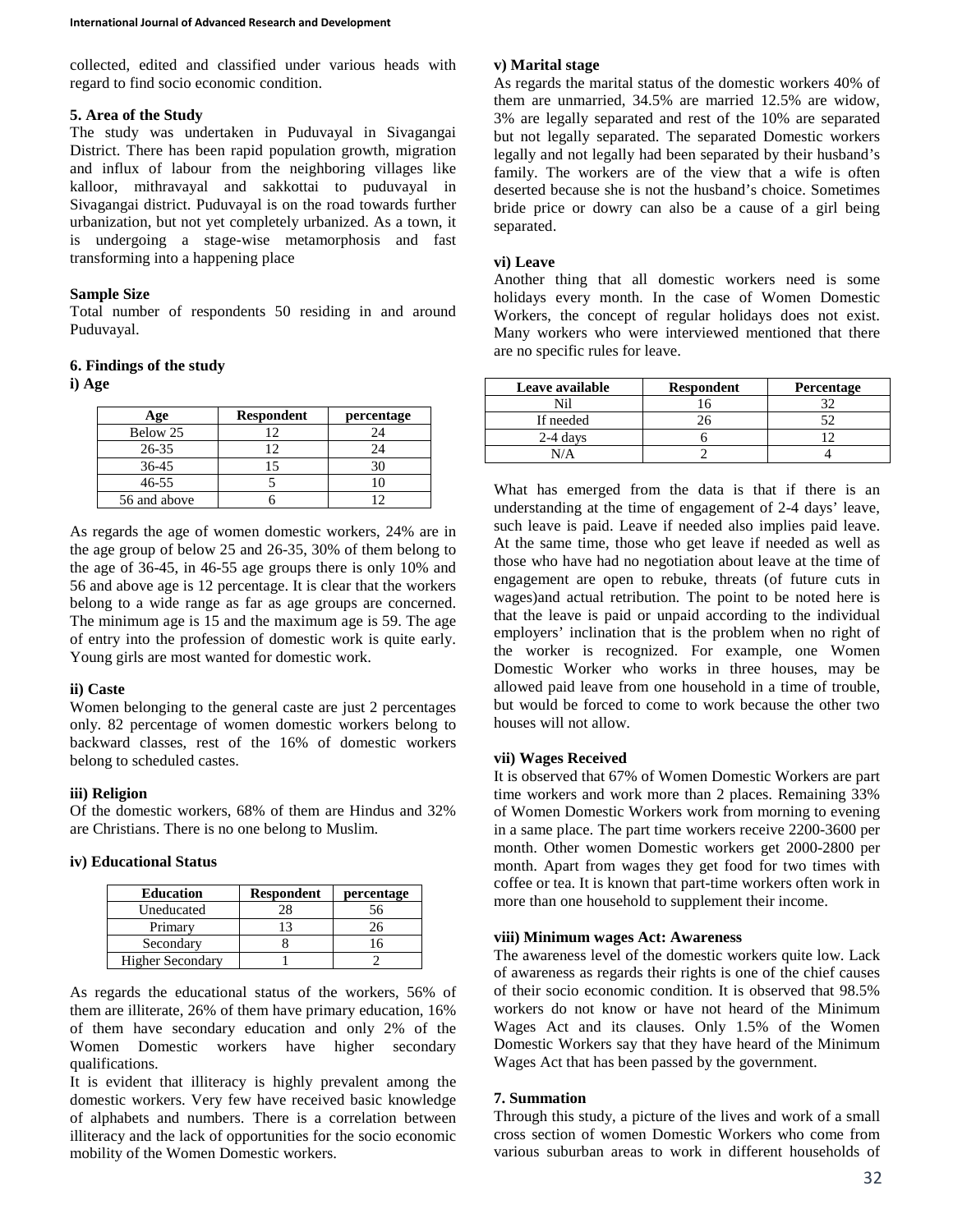collected, edited and classified under various heads with regard to find socio economic condition.

### 5. Area of the Study

The study was undertaken in Puduvayal in Sivagangai District. There has been rapid population growth, migration and influx of labour from the neighboring villages like kalloor, mithravayal and sakkottai to puduvayal in Sivagangai district. Puduvayal is on the road towards further urbanization, but not yet completely urbanized. As a town, it is undergoing a stage-wise metamorphosis and fast transforming into a happening place

### Sample Size

Total number of respondents 50 residing in and around Puduvayal.

### 6. Findings of the study

#### i) Age

| Age | Respondent | percentage |
|---|---|---|
| Below 25 | 12 | 24 |
| 26-35 | 12 | 24 |
| 36-45 | 15 | 30 |
| 46-55 | 5 | 10 |
| 56 and above | 6 | 12 |

As regards the age of women domestic workers, 24% are in the age group of below 25 and 26-35, 30% of them belong to the age of 36-45, in 46-55 age groups there is only 10% and 56 and above age is 12 percentage. It is clear that the workers belong to a wide range as far as age groups are concerned. The minimum age is 15 and the maximum age is 59. The age of entry into the profession of domestic work is quite early. Young girls are most wanted for domestic work.

#### ii) Caste

Women belonging to the general caste are just 2 percentages only. 82 percentage of women domestic workers belong to backward classes, rest of the 16% of domestic workers belong to scheduled castes.

#### iii) Religion

Of the domestic workers, 68% of them are Hindus and 32% are Christians. There is no one belong to Muslim.

#### iv) Educational Status

| Education | Respondent | percentage |
|---|---|---|
| Uneducated | 28 | 56 |
| Primary | 13 | 26 |
| Secondary | 8 | 16 |
| Higher Secondary | 1 | 2 |

As regards the educational status of the workers, 56% of them are illiterate, 26% of them have primary education, 16% of them have secondary education and only 2% of the Women Domestic workers have higher secondary qualifications.

It is evident that illiteracy is highly prevalent among the domestic workers. Very few have received basic knowledge of alphabets and numbers. There is a correlation between illiteracy and the lack of opportunities for the socio economic mobility of the Women Domestic workers.

#### v) Marital stage

As regards the marital status of the domestic workers 40% of them are unmarried, 34.5% are married 12.5% are widow, 3% are legally separated and rest of the 10% are separated but not legally separated. The separated Domestic workers legally and not legally had been separated by their husband's family. The workers are of the view that a wife is often deserted because she is not the husband's choice. Sometimes bride price or dowry can also be a cause of a girl being separated.

#### vi) Leave

Another thing that all domestic workers need is some holidays every month. In the case of Women Domestic Workers, the concept of regular holidays does not exist. Many workers who were interviewed mentioned that there are no specific rules for leave.

| Leave available | Respondent | Percentage |
|---|---|---|
| Nil | 16 | 32 |
| If needed | 26 | 52 |
| 2-4 days | 6 | 12 |
| N/A | 2 | 4 |

What has emerged from the data is that if there is an understanding at the time of engagement of 2-4 days' leave, such leave is paid. Leave if needed also implies paid leave. At the same time, those who get leave if needed as well as those who have had no negotiation about leave at the time of engagement are open to rebuke, threats (of future cuts in wages)and actual retribution. The point to be noted here is that the leave is paid or unpaid according to the individual employers' inclination that is the problem when no right of the worker is recognized. For example, one Women Domestic Worker who works in three houses, may be allowed paid leave from one household in a time of trouble, but would be forced to come to work because the other two houses will not allow.

#### vii) Wages Received

It is observed that 67% of Women Domestic Workers are part time workers and work more than 2 places. Remaining 33% of Women Domestic Workers work from morning to evening in a same place. The part time workers receive 2200-3600 per month. Other women Domestic workers get 2000-2800 per month. Apart from wages they get food for two times with coffee or tea. It is known that part-time workers often work in more than one household to supplement their income.

#### viii) Minimum wages Act: Awareness

The awareness level of the domestic workers quite low. Lack of awareness as regards their rights is one of the chief causes of their socio economic condition. It is observed that 98.5% workers do not know or have not heard of the Minimum Wages Act and its clauses. Only 1.5% of the Women Domestic Workers say that they have heard of the Minimum Wages Act that has been passed by the government.

### 7. Summation

Through this study, a picture of the lives and work of a small cross section of women Domestic Workers who come from various suburban areas to work in different households of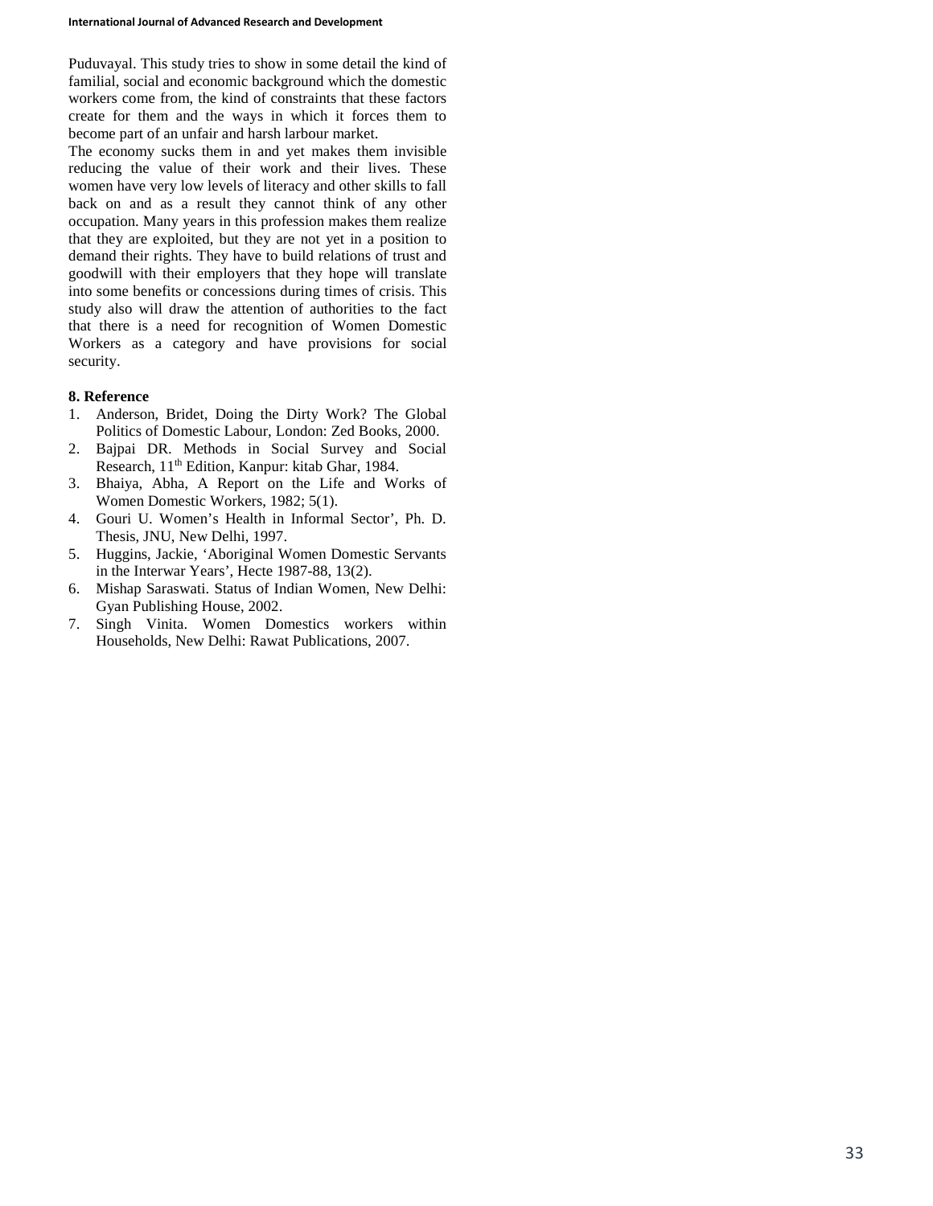Puduvayal. This study tries to show in some detail the kind of familial, social and economic background which the domestic workers come from, the kind of constraints that these factors create for them and the ways in which it forces them to become part of an unfair and harsh larbour market.

The economy sucks them in and yet makes them invisible reducing the value of their work and their lives. These women have very low levels of literacy and other skills to fall back on and as a result they cannot think of any other occupation. Many years in this profession makes them realize that they are exploited, but they are not yet in a position to demand their rights. They have to build relations of trust and goodwill with their employers that they hope will translate into some benefits or concessions during times of crisis. This study also will draw the attention of authorities to the fact that there is a need for recognition of Women Domestic Workers as a category and have provisions for social security.

## 8. Reference

1. Anderson, Bridet, Doing the Dirty Work? The Global Politics of Domestic Labour, London: Zed Books, 2000.
2. Bajpai DR. Methods in Social Survey and Social Research, 11th Edition, Kanpur: kitab Ghar, 1984.
3. Bhaiya, Abha, A Report on the Life and Works of Women Domestic Workers, 1982; 5(1).
4. Gouri U. Women's Health in Informal Sector', Ph. D. Thesis, JNU, New Delhi, 1997.
5. Huggins, Jackie, 'Aboriginal Women Domestic Servants in the Interwar Years', Hecte 1987-88, 13(2).
6. Mishap Saraswati. Status of Indian Women, New Delhi: Gyan Publishing House, 2002.
7. Singh Vinita. Women Domestics workers within Households, New Delhi: Rawat Publications, 2007.